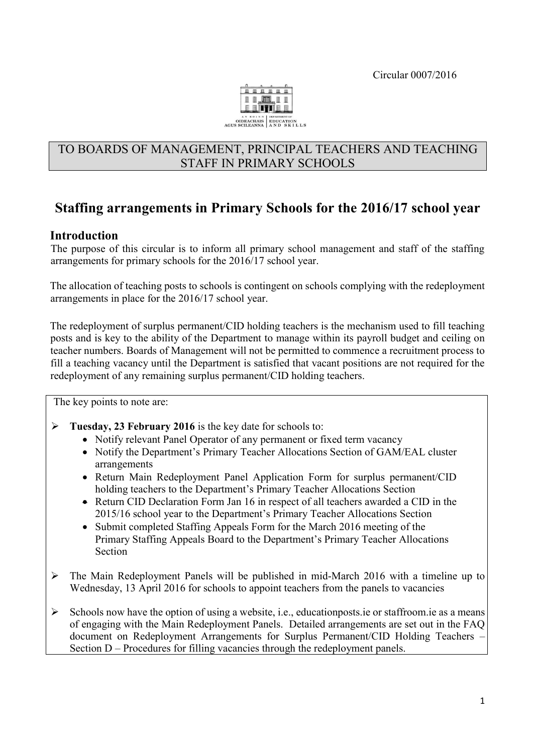Circular 0007/2016

TO BOARDS OF MANAGEMENT, PRINCIPAL TEACHERS AND TEACHING STAFF IN PRIMARY SCHOOLS

# Staffing arrangements in Primary Schools for the 2016/17 school year

## Introduction

The purpose of this circular is to inform all primary school management and staff of the staffing arrangements for primary schools for the 2016/17 school year.

The allocation of teaching posts to schools is contingent on schools complying with the redeployment arrangements in place for the 2016/17 school year.

The redeployment of surplus permanent/CID holding teachers is the mechanism used to fill teaching posts and is key to the ability of the Department to manage within its payroll budget and ceiling on teacher numbers. Boards of Management will not be permitted to commence a recruitment process to fill a teaching vacancy until the Department is satisfied that vacant positions are not required for the redeployment of any remaining surplus permanent/CID holding teachers.

The key points to note are:

- **Tuesday, 23 February 2016** is the key date for schools to:
  - Notify relevant Panel Operator of any permanent or fixed term vacancy
  - Notify the Department's Primary Teacher Allocations Section of GAM/EAL cluster arrangements
  - Return Main Redeployment Panel Application Form for surplus permanent/CID holding teachers to the Department's Primary Teacher Allocations Section
  - Return CID Declaration Form Jan 16 in respect of all teachers awarded a CID in the 2015/16 school year to the Department's Primary Teacher Allocations Section
  - Submit completed Staffing Appeals Form for the March 2016 meeting of the Primary Staffing Appeals Board to the Department's Primary Teacher Allocations Section
- The Main Redeployment Panels will be published in mid-March 2016 with a timeline up to Wednesday, 13 April 2016 for schools to appoint teachers from the panels to vacancies
- Schools now have the option of using a website, i.e., educationposts.ie or staffroom.ie as a means of engaging with the Main Redeployment Panels. Detailed arrangements are set out in the FAQ document on Redeployment Arrangements for Surplus Permanent/CID Holding Teachers – Section D – Procedures for filling vacancies through the redeployment panels.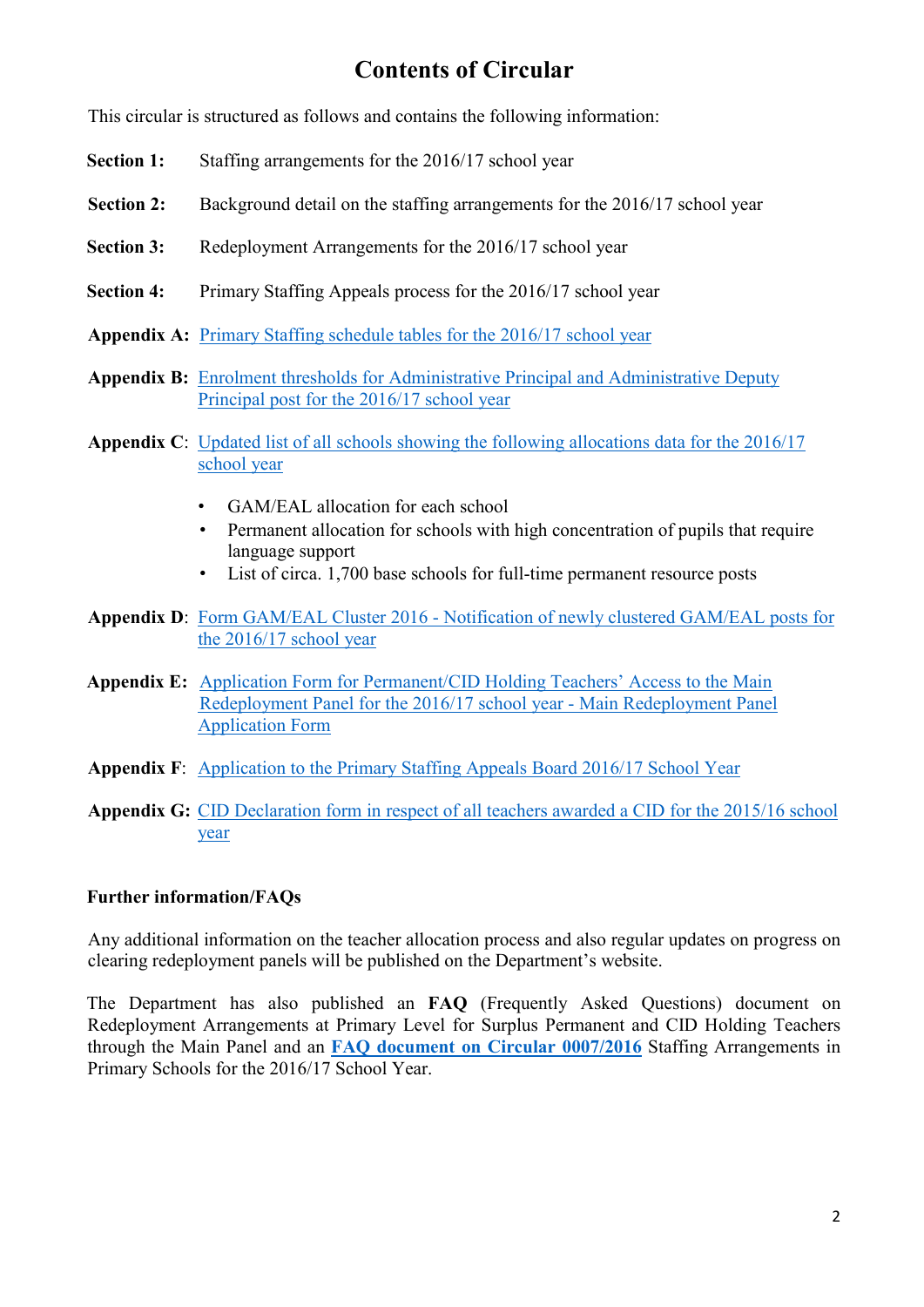# Contents of Circular

This circular is structured as follows and contains the following information:

**Section 1:** Staffing arrangements for the 2016/17 school year

**Section 2:** Background detail on the staffing arrangements for the 2016/17 school year

**Section 3:** Redeployment Arrangements for the 2016/17 school year

**Section 4:** Primary Staffing Appeals process for the 2016/17 school year

**Appendix A:** Primary Staffing schedule tables for the 2016/17 school year

**Appendix B:** Enrolment thresholds for Administrative Principal and Administrative Deputy Principal post for the 2016/17 school year

**Appendix C**: Updated list of all schools showing the following allocations data for the 2016/17 school year

- GAM/EAL allocation for each school
- Permanent allocation for schools with high concentration of pupils that require language support
- List of circa. 1,700 base schools for full-time permanent resource posts

**Appendix D**: Form GAM/EAL Cluster 2016 - Notification of newly clustered GAM/EAL posts for the 2016/17 school year

**Appendix E:** Application Form for Permanent/CID Holding Teachers' Access to the Main Redeployment Panel for the 2016/17 school year - Main Redeployment Panel Application Form

**Appendix F**: Application to the Primary Staffing Appeals Board 2016/17 School Year

**Appendix G:** CID Declaration form in respect of all teachers awarded a CID for the 2015/16 school year

**Further information/FAQs**

Any additional information on the teacher allocation process and also regular updates on progress on clearing redeployment panels will be published on the Department's website.

The Department has also published an **FAQ** (Frequently Asked Questions) document on Redeployment Arrangements at Primary Level for Surplus Permanent and CID Holding Teachers through the Main Panel and an **FAQ document on Circular 0007/2016** Staffing Arrangements in Primary Schools for the 2016/17 School Year.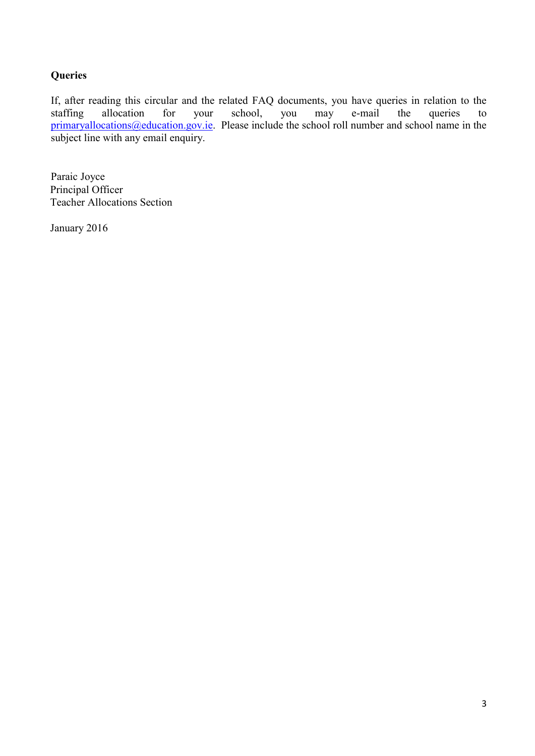**Queries**

If, after reading this circular and the related FAQ documents, you have queries in relation to the staffing allocation for your school, you may e-mail the queries to primaryallocations@education.gov.ie. Please include the school roll number and school name in the subject line with any email enquiry.

Paraic Joyce  
Principal Officer  
Teacher Allocations Section

January 2016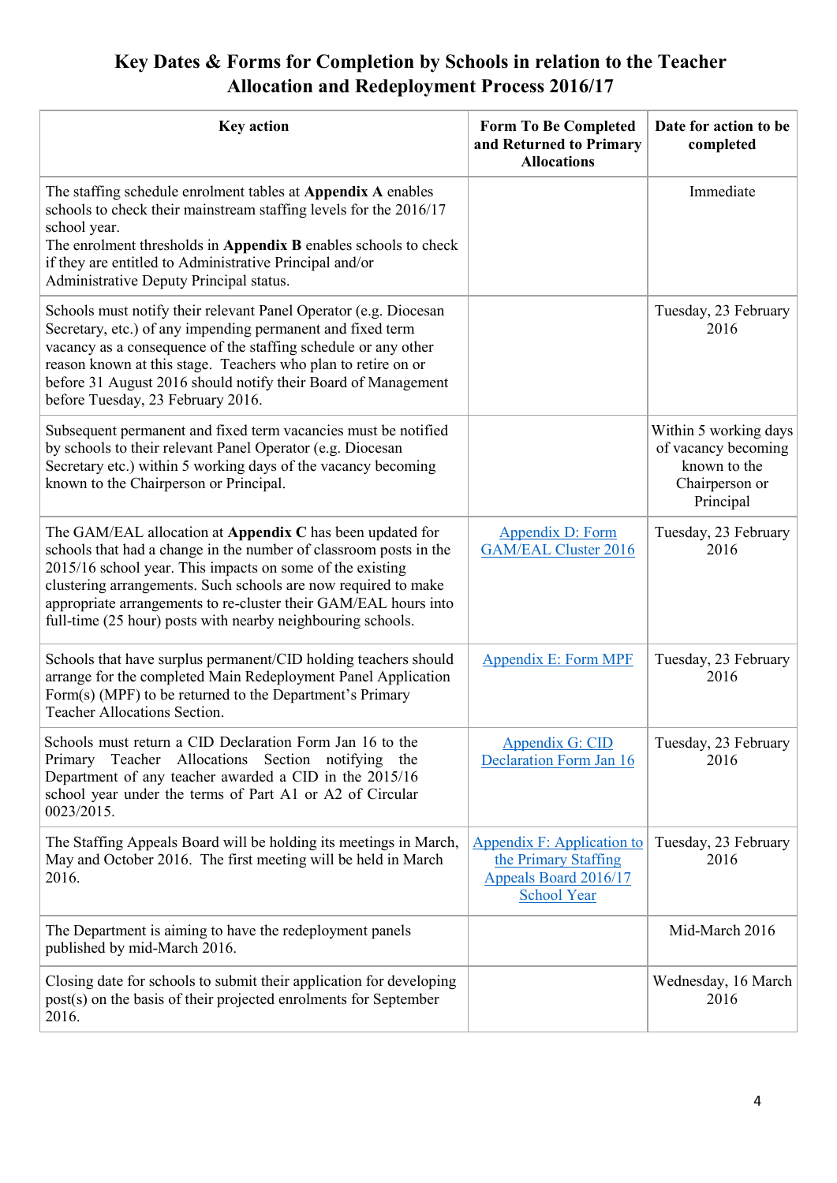# Key Dates & Forms for Completion by Schools in relation to the Teacher Allocation and Redeployment Process 2016/17

| Key action | Form To Be Completed and Returned to Primary Allocations | Date for action to be completed |
|---|---|---|
| The staffing schedule enrolment tables at **Appendix A** enables schools to check their mainstream staffing levels for the 2016/17 school year. The enrolment thresholds in **Appendix B** enables schools to check if they are entitled to Administrative Principal and/or Administrative Deputy Principal status. | | Immediate |
| Schools must notify their relevant Panel Operator (e.g. Diocesan Secretary, etc.) of any impending permanent and fixed term vacancy as a consequence of the staffing schedule or any other reason known at this stage. Teachers who plan to retire on or before 31 August 2016 should notify their Board of Management before Tuesday, 23 February 2016. | | Tuesday, 23 February 2016 |
| Subsequent permanent and fixed term vacancies must be notified by schools to their relevant Panel Operator (e.g. Diocesan Secretary etc.) within 5 working days of the vacancy becoming known to the Chairperson or Principal. | | Within 5 working days of vacancy becoming known to the Chairperson or Principal |
| The GAM/EAL allocation at **Appendix C** has been updated for schools that had a change in the number of classroom posts in the 2015/16 school year. This impacts on some of the existing clustering arrangements. Such schools are now required to make appropriate arrangements to re-cluster their GAM/EAL hours into full-time (25 hour) posts with nearby neighbouring schools. | Appendix D: Form GAM/EAL Cluster 2016 | Tuesday, 23 February 2016 |
| Schools that have surplus permanent/CID holding teachers should arrange for the completed Main Redeployment Panel Application Form(s) (MPF) to be returned to the Department's Primary Teacher Allocations Section. | Appendix E: Form MPF | Tuesday, 23 February 2016 |
| Schools must return a CID Declaration Form Jan 16 to the Primary Teacher Allocations Section notifying the Department of any teacher awarded a CID in the 2015/16 school year under the terms of Part A1 or A2 of Circular 0023/2015. | Appendix G: CID Declaration Form Jan 16 | Tuesday, 23 February 2016 |
| The Staffing Appeals Board will be holding its meetings in March, May and October 2016. The first meeting will be held in March 2016. | Appendix F: Application to the Primary Staffing Appeals Board 2016/17 School Year | Tuesday, 23 February 2016 |
| The Department is aiming to have the redeployment panels published by mid-March 2016. | | Mid-March 2016 |
| Closing date for schools to submit their application for developing post(s) on the basis of their projected enrolments for September 2016. | | Wednesday, 16 March 2016 |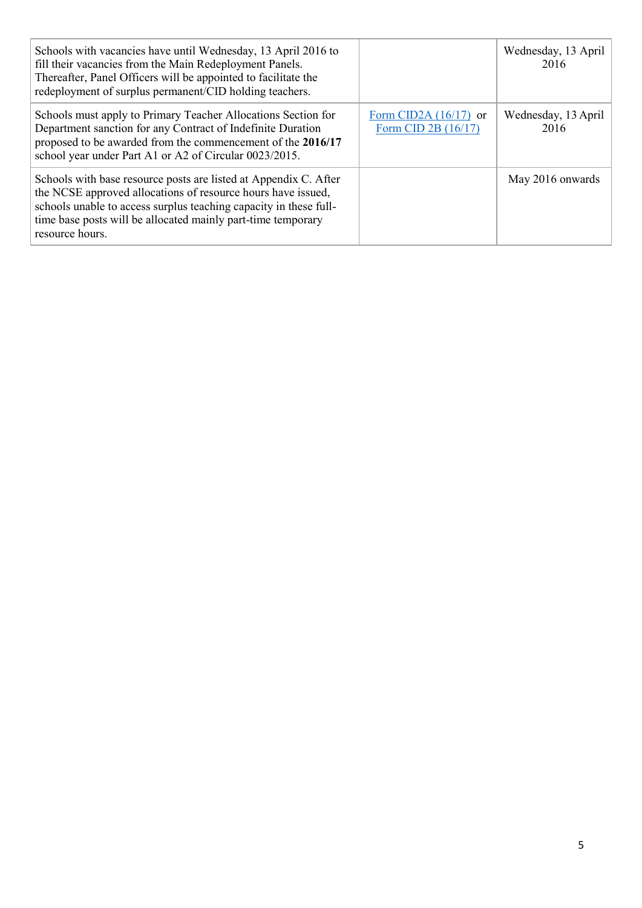| | | |
|---|---|---|
| Schools with vacancies have until Wednesday, 13 April 2016 to fill their vacancies from the Main Redeployment Panels. Thereafter, Panel Officers will be appointed to facilitate the redeployment of surplus permanent/CID holding teachers. | | Wednesday, 13 April 2016 |
| Schools must apply to Primary Teacher Allocations Section for Department sanction for any Contract of Indefinite Duration proposed to be awarded from the commencement of the **2016/17** school year under Part A1 or A2 of Circular 0023/2015. | Form CID2A (16/17) or Form CID 2B (16/17) | Wednesday, 13 April 2016 |
| Schools with base resource posts are listed at Appendix C. After the NCSE approved allocations of resource hours have issued, schools unable to access surplus teaching capacity in these full-time base posts will be allocated mainly part-time temporary resource hours. | | May 2016 onwards |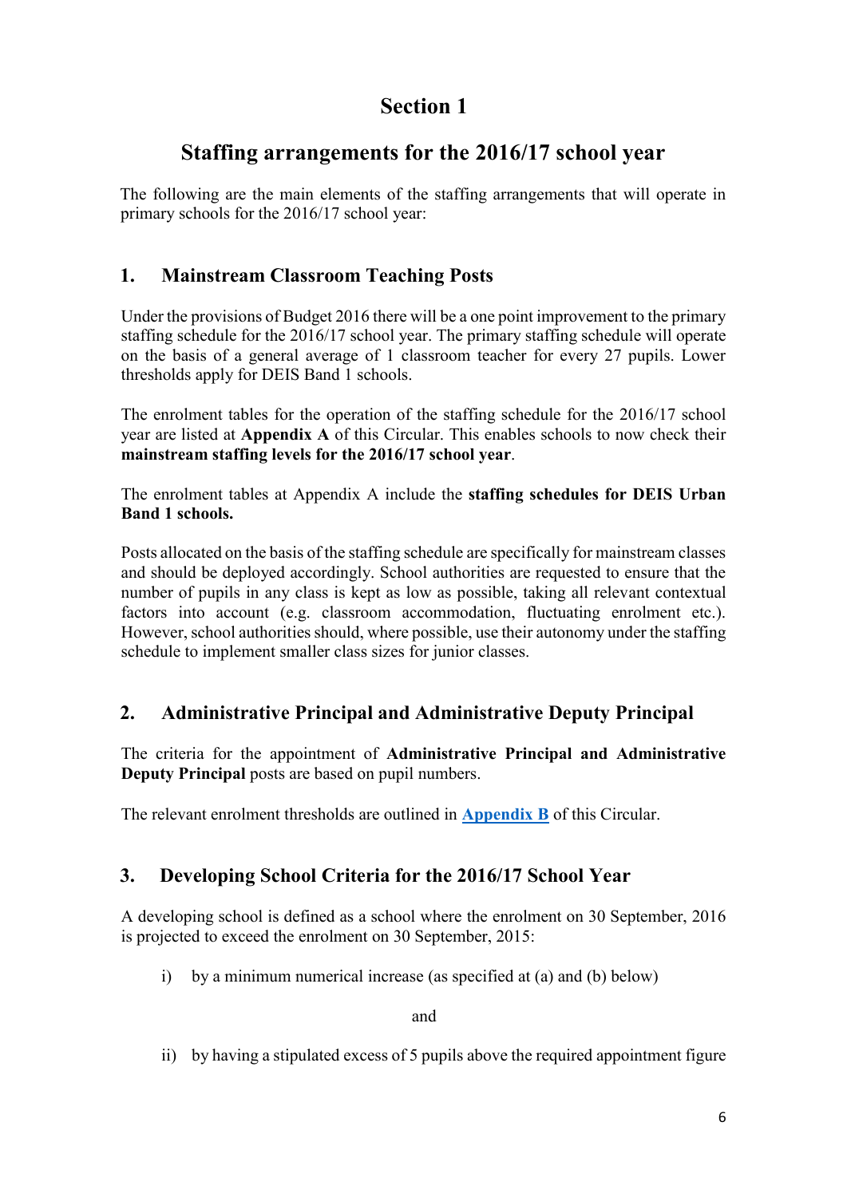# Section 1

## Staffing arrangements for the 2016/17 school year

The following are the main elements of the staffing arrangements that will operate in primary schools for the 2016/17 school year:

### 1. Mainstream Classroom Teaching Posts

Under the provisions of Budget 2016 there will be a one point improvement to the primary staffing schedule for the 2016/17 school year. The primary staffing schedule will operate on the basis of a general average of 1 classroom teacher for every 27 pupils. Lower thresholds apply for DEIS Band 1 schools.

The enrolment tables for the operation of the staffing schedule for the 2016/17 school year are listed at **Appendix A** of this Circular. This enables schools to now check their **mainstream staffing levels for the 2016/17 school year**.

The enrolment tables at Appendix A include the **staffing schedules for DEIS Urban Band 1 schools.**

Posts allocated on the basis of the staffing schedule are specifically for mainstream classes and should be deployed accordingly. School authorities are requested to ensure that the number of pupils in any class is kept as low as possible, taking all relevant contextual factors into account (e.g. classroom accommodation, fluctuating enrolment etc.). However, school authorities should, where possible, use their autonomy under the staffing schedule to implement smaller class sizes for junior classes.

### 2. Administrative Principal and Administrative Deputy Principal

The criteria for the appointment of **Administrative Principal and Administrative Deputy Principal** posts are based on pupil numbers.

The relevant enrolment thresholds are outlined in **Appendix B** of this Circular.

### 3. Developing School Criteria for the 2016/17 School Year

A developing school is defined as a school where the enrolment on 30 September, 2016 is projected to exceed the enrolment on 30 September, 2015:

i) by a minimum numerical increase (as specified at (a) and (b) below)

and

ii) by having a stipulated excess of 5 pupils above the required appointment figure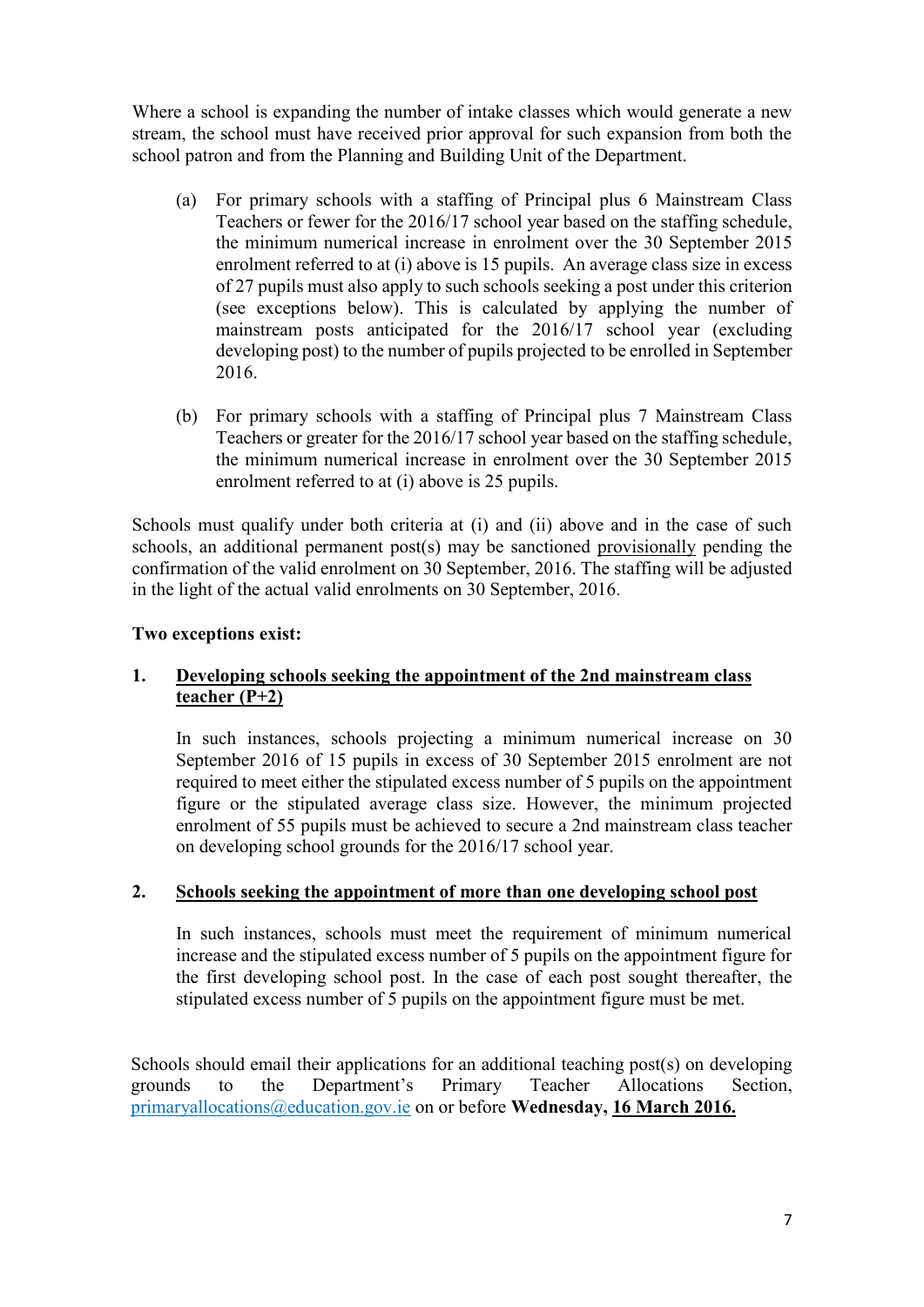Where a school is expanding the number of intake classes which would generate a new stream, the school must have received prior approval for such expansion from both the school patron and from the Planning and Building Unit of the Department.

(a) For primary schools with a staffing of Principal plus 6 Mainstream Class Teachers or fewer for the 2016/17 school year based on the staffing schedule, the minimum numerical increase in enrolment over the 30 September 2015 enrolment referred to at (i) above is 15 pupils. An average class size in excess of 27 pupils must also apply to such schools seeking a post under this criterion (see exceptions below). This is calculated by applying the number of mainstream posts anticipated for the 2016/17 school year (excluding developing post) to the number of pupils projected to be enrolled in September 2016.

(b) For primary schools with a staffing of Principal plus 7 Mainstream Class Teachers or greater for the 2016/17 school year based on the staffing schedule, the minimum numerical increase in enrolment over the 30 September 2015 enrolment referred to at (i) above is 25 pupils.

Schools must qualify under both criteria at (i) and (ii) above and in the case of such schools, an additional permanent post(s) may be sanctioned provisionally pending the confirmation of the valid enrolment on 30 September, 2016. The staffing will be adjusted in the light of the actual valid enrolments on 30 September, 2016.

**Two exceptions exist:**

**1. Developing schools seeking the appointment of the 2nd mainstream class teacher (P+2)**

In such instances, schools projecting a minimum numerical increase on 30 September 2016 of 15 pupils in excess of 30 September 2015 enrolment are not required to meet either the stipulated excess number of 5 pupils on the appointment figure or the stipulated average class size. However, the minimum projected enrolment of 55 pupils must be achieved to secure a 2nd mainstream class teacher on developing school grounds for the 2016/17 school year.

**2. Schools seeking the appointment of more than one developing school post**

In such instances, schools must meet the requirement of minimum numerical increase and the stipulated excess number of 5 pupils on the appointment figure for the first developing school post. In the case of each post sought thereafter, the stipulated excess number of 5 pupils on the appointment figure must be met.

Schools should email their applications for an additional teaching post(s) on developing grounds to the Department's Primary Teacher Allocations Section, primaryallocations@education.gov.ie on or before **Wednesday, 16 March 2016.**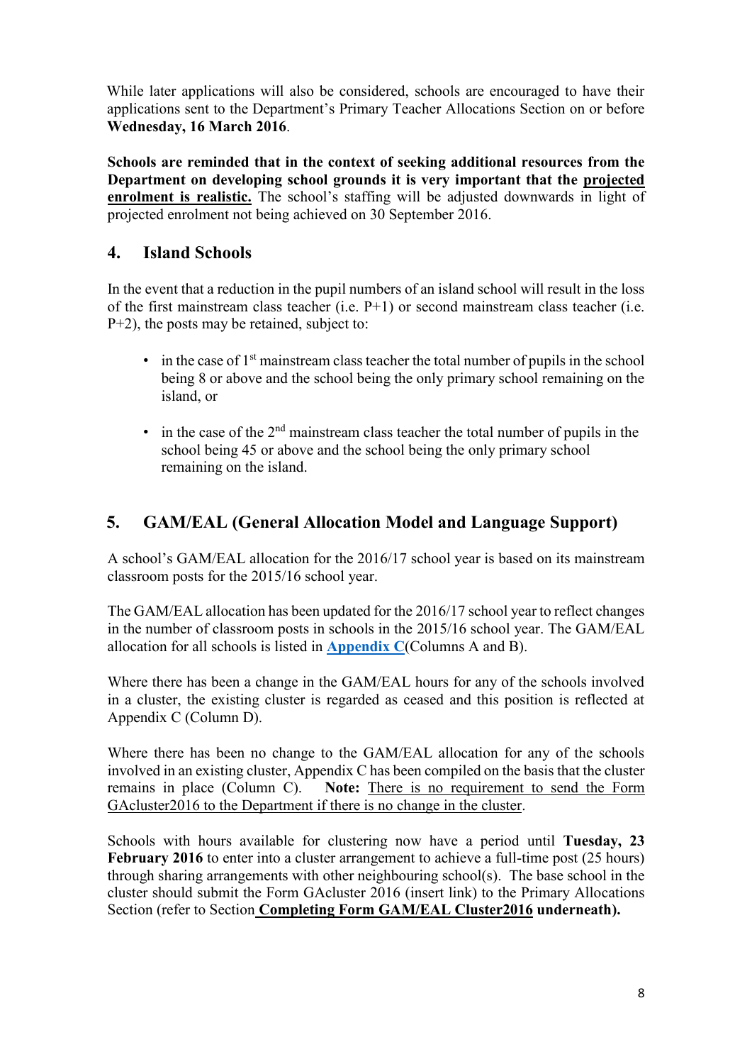While later applications will also be considered, schools are encouraged to have their applications sent to the Department's Primary Teacher Allocations Section on or before **Wednesday, 16 March 2016**.

**Schools are reminded that in the context of seeking additional resources from the Department on developing school grounds it is very important that the projected enrolment is realistic.** The school's staffing will be adjusted downwards in light of projected enrolment not being achieved on 30 September 2016.

## 4. Island Schools

In the event that a reduction in the pupil numbers of an island school will result in the loss of the first mainstream class teacher (i.e. P+1) or second mainstream class teacher (i.e. P+2), the posts may be retained, subject to:

- in the case of 1st mainstream class teacher the total number of pupils in the school being 8 or above and the school being the only primary school remaining on the island, or
- in the case of the 2nd mainstream class teacher the total number of pupils in the school being 45 or above and the school being the only primary school remaining on the island.

## 5. GAM/EAL (General Allocation Model and Language Support)

A school's GAM/EAL allocation for the 2016/17 school year is based on its mainstream classroom posts for the 2015/16 school year.

The GAM/EAL allocation has been updated for the 2016/17 school year to reflect changes in the number of classroom posts in schools in the 2015/16 school year. The GAM/EAL allocation for all schools is listed in **Appendix C**(Columns A and B).

Where there has been a change in the GAM/EAL hours for any of the schools involved in a cluster, the existing cluster is regarded as ceased and this position is reflected at Appendix C (Column D).

Where there has been no change to the GAM/EAL allocation for any of the schools involved in an existing cluster, Appendix C has been compiled on the basis that the cluster remains in place (Column C). **Note:** There is no requirement to send the Form GAcluster2016 to the Department if there is no change in the cluster.

Schools with hours available for clustering now have a period until **Tuesday, 23 February 2016** to enter into a cluster arrangement to achieve a full-time post (25 hours) through sharing arrangements with other neighbouring school(s). The base school in the cluster should submit the Form GAcluster 2016 (insert link) to the Primary Allocations Section (refer to Section **Completing Form GAM/EAL Cluster2016 underneath).**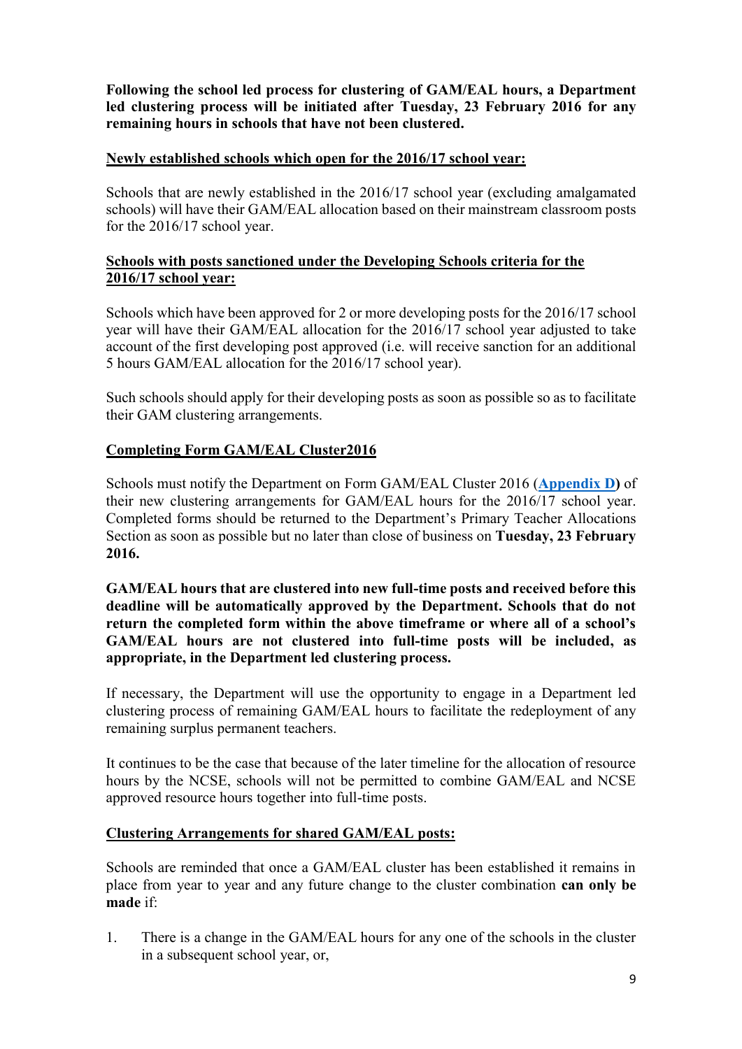**Following the school led process for clustering of GAM/EAL hours, a Department led clustering process will be initiated after Tuesday, 23 February 2016 for any remaining hours in schools that have not been clustered.**

### Newly established schools which open for the 2016/17 school year:

Schools that are newly established in the 2016/17 school year (excluding amalgamated schools) will have their GAM/EAL allocation based on their mainstream classroom posts for the 2016/17 school year.

### Schools with posts sanctioned under the Developing Schools criteria for the 2016/17 school year:

Schools which have been approved for 2 or more developing posts for the 2016/17 school year will have their GAM/EAL allocation for the 2016/17 school year adjusted to take account of the first developing post approved (i.e. will receive sanction for an additional 5 hours GAM/EAL allocation for the 2016/17 school year).

Such schools should apply for their developing posts as soon as possible so as to facilitate their GAM clustering arrangements.

### Completing Form GAM/EAL Cluster2016

Schools must notify the Department on Form GAM/EAL Cluster 2016 (**Appendix D**) of their new clustering arrangements for GAM/EAL hours for the 2016/17 school year. Completed forms should be returned to the Department's Primary Teacher Allocations Section as soon as possible but no later than close of business on **Tuesday, 23 February 2016.**

**GAM/EAL hours that are clustered into new full-time posts and received before this deadline will be automatically approved by the Department. Schools that do not return the completed form within the above timeframe or where all of a school's GAM/EAL hours are not clustered into full-time posts will be included, as appropriate, in the Department led clustering process.**

If necessary, the Department will use the opportunity to engage in a Department led clustering process of remaining GAM/EAL hours to facilitate the redeployment of any remaining surplus permanent teachers.

It continues to be the case that because of the later timeline for the allocation of resource hours by the NCSE, schools will not be permitted to combine GAM/EAL and NCSE approved resource hours together into full-time posts.

### Clustering Arrangements for shared GAM/EAL posts:

Schools are reminded that once a GAM/EAL cluster has been established it remains in place from year to year and any future change to the cluster combination **can only be made** if:

1. There is a change in the GAM/EAL hours for any one of the schools in the cluster in a subsequent school year, or,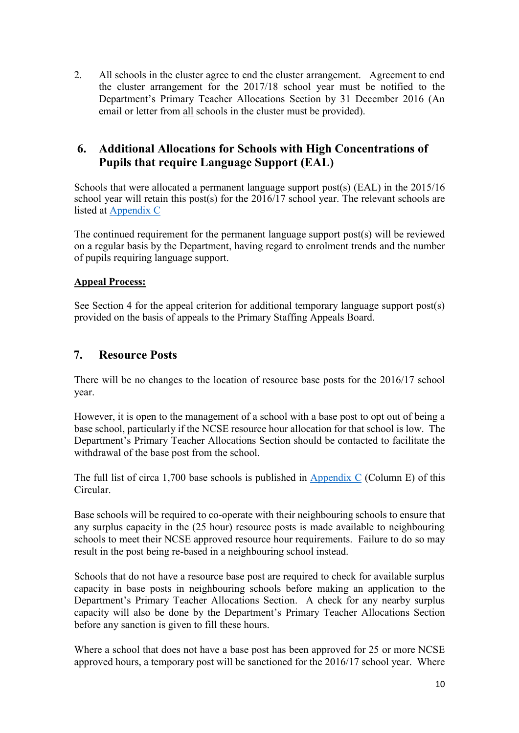2. All schools in the cluster agree to end the cluster arrangement. Agreement to end the cluster arrangement for the 2017/18 school year must be notified to the Department's Primary Teacher Allocations Section by 31 December 2016 (An email or letter from all schools in the cluster must be provided).

## 6. Additional Allocations for Schools with High Concentrations of Pupils that require Language Support (EAL)

Schools that were allocated a permanent language support post(s) (EAL) in the 2015/16 school year will retain this post(s) for the 2016/17 school year. The relevant schools are listed at Appendix C

The continued requirement for the permanent language support post(s) will be reviewed on a regular basis by the Department, having regard to enrolment trends and the number of pupils requiring language support.

**Appeal Process:**

See Section 4 for the appeal criterion for additional temporary language support post(s) provided on the basis of appeals to the Primary Staffing Appeals Board.

## 7. Resource Posts

There will be no changes to the location of resource base posts for the 2016/17 school year.

However, it is open to the management of a school with a base post to opt out of being a base school, particularly if the NCSE resource hour allocation for that school is low. The Department's Primary Teacher Allocations Section should be contacted to facilitate the withdrawal of the base post from the school.

The full list of circa 1,700 base schools is published in Appendix C (Column E) of this Circular.

Base schools will be required to co-operate with their neighbouring schools to ensure that any surplus capacity in the (25 hour) resource posts is made available to neighbouring schools to meet their NCSE approved resource hour requirements. Failure to do so may result in the post being re-based in a neighbouring school instead.

Schools that do not have a resource base post are required to check for available surplus capacity in base posts in neighbouring schools before making an application to the Department's Primary Teacher Allocations Section. A check for any nearby surplus capacity will also be done by the Department's Primary Teacher Allocations Section before any sanction is given to fill these hours.

Where a school that does not have a base post has been approved for 25 or more NCSE approved hours, a temporary post will be sanctioned for the 2016/17 school year. Where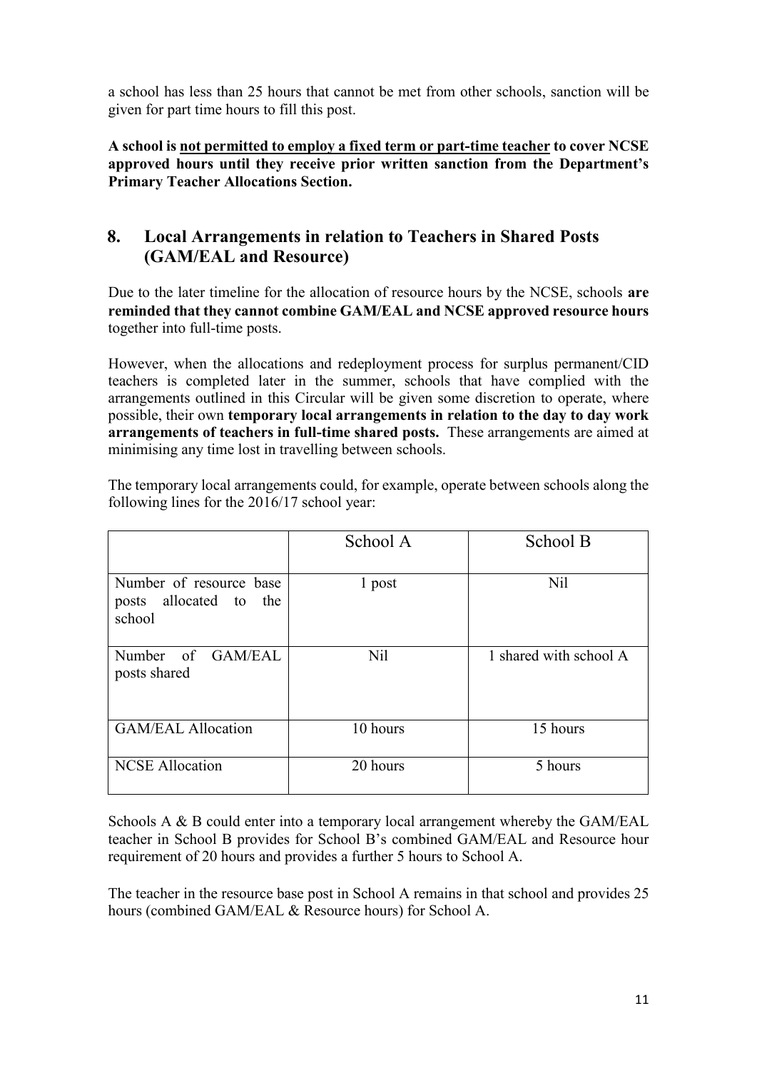a school has less than 25 hours that cannot be met from other schools, sanction will be given for part time hours to fill this post.

**A school is <u>not permitted to employ a fixed term or part-time teacher</u> to cover NCSE approved hours until they receive prior written sanction from the Department's Primary Teacher Allocations Section.**

## 8. Local Arrangements in relation to Teachers in Shared Posts (GAM/EAL and Resource)

Due to the later timeline for the allocation of resource hours by the NCSE, schools **are reminded that they cannot combine GAM/EAL and NCSE approved resource hours** together into full-time posts.

However, when the allocations and redeployment process for surplus permanent/CID teachers is completed later in the summer, schools that have complied with the arrangements outlined in this Circular will be given some discretion to operate, where possible, their own **temporary local arrangements in relation to the day to day work arrangements of teachers in full-time shared posts.** These arrangements are aimed at minimising any time lost in travelling between schools.

The temporary local arrangements could, for example, operate between schools along the following lines for the 2016/17 school year:

| | School A | School B |
|---|---|---|
| Number of resource base posts allocated to the school | 1 post | Nil |
| Number of GAM/EAL posts shared | Nil | 1 shared with school A |
| GAM/EAL Allocation | 10 hours | 15 hours |
| NCSE Allocation | 20 hours | 5 hours |

Schools A & B could enter into a temporary local arrangement whereby the GAM/EAL teacher in School B provides for School B's combined GAM/EAL and Resource hour requirement of 20 hours and provides a further 5 hours to School A.

The teacher in the resource base post in School A remains in that school and provides 25 hours (combined GAM/EAL & Resource hours) for School A.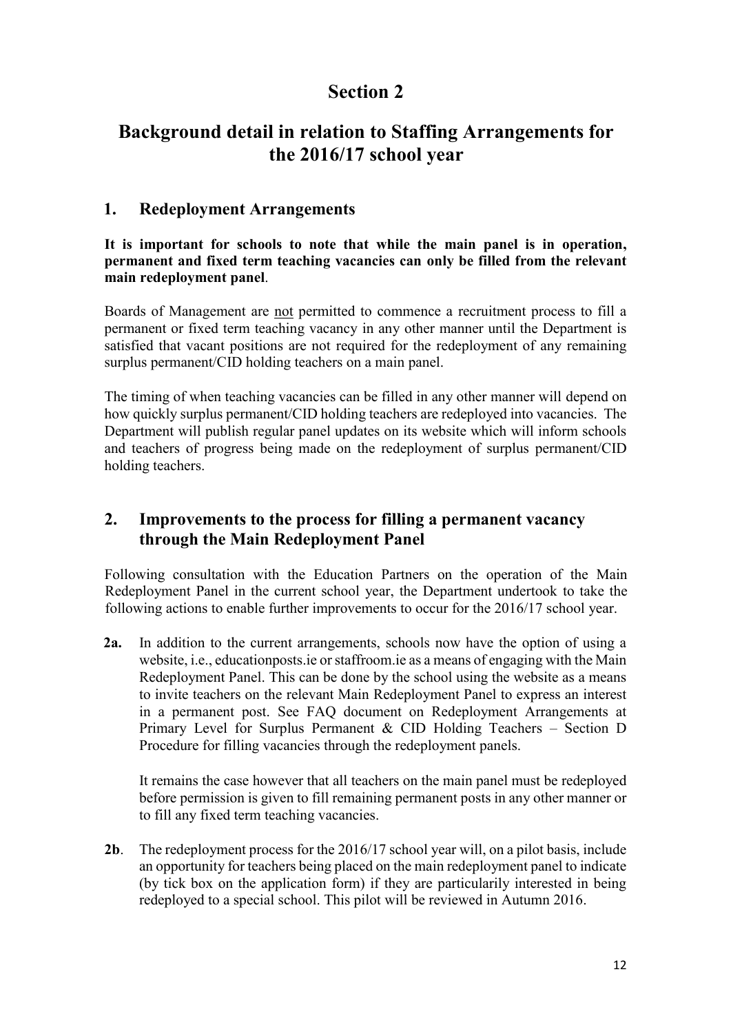# Section 2

# Background detail in relation to Staffing Arrangements for the 2016/17 school year

## 1. Redeployment Arrangements

**It is important for schools to note that while the main panel is in operation, permanent and fixed term teaching vacancies can only be filled from the relevant main redeployment panel**.

Boards of Management are <u>not</u> permitted to commence a recruitment process to fill a permanent or fixed term teaching vacancy in any other manner until the Department is satisfied that vacant positions are not required for the redeployment of any remaining surplus permanent/CID holding teachers on a main panel.

The timing of when teaching vacancies can be filled in any other manner will depend on how quickly surplus permanent/CID holding teachers are redeployed into vacancies. The Department will publish regular panel updates on its website which will inform schools and teachers of progress being made on the redeployment of surplus permanent/CID holding teachers.

## 2. Improvements to the process for filling a permanent vacancy through the Main Redeployment Panel

Following consultation with the Education Partners on the operation of the Main Redeployment Panel in the current school year, the Department undertook to take the following actions to enable further improvements to occur for the 2016/17 school year.

**2a.** In addition to the current arrangements, schools now have the option of using a website, i.e., educationposts.ie or staffroom.ie as a means of engaging with the Main Redeployment Panel. This can be done by the school using the website as a means to invite teachers on the relevant Main Redeployment Panel to express an interest in a permanent post. See FAQ document on Redeployment Arrangements at Primary Level for Surplus Permanent & CID Holding Teachers – Section D Procedure for filling vacancies through the redeployment panels.

It remains the case however that all teachers on the main panel must be redeployed before permission is given to fill remaining permanent posts in any other manner or to fill any fixed term teaching vacancies.

**2b**. The redeployment process for the 2016/17 school year will, on a pilot basis, include an opportunity for teachers being placed on the main redeployment panel to indicate (by tick box on the application form) if they are particularily interested in being redeployed to a special school. This pilot will be reviewed in Autumn 2016.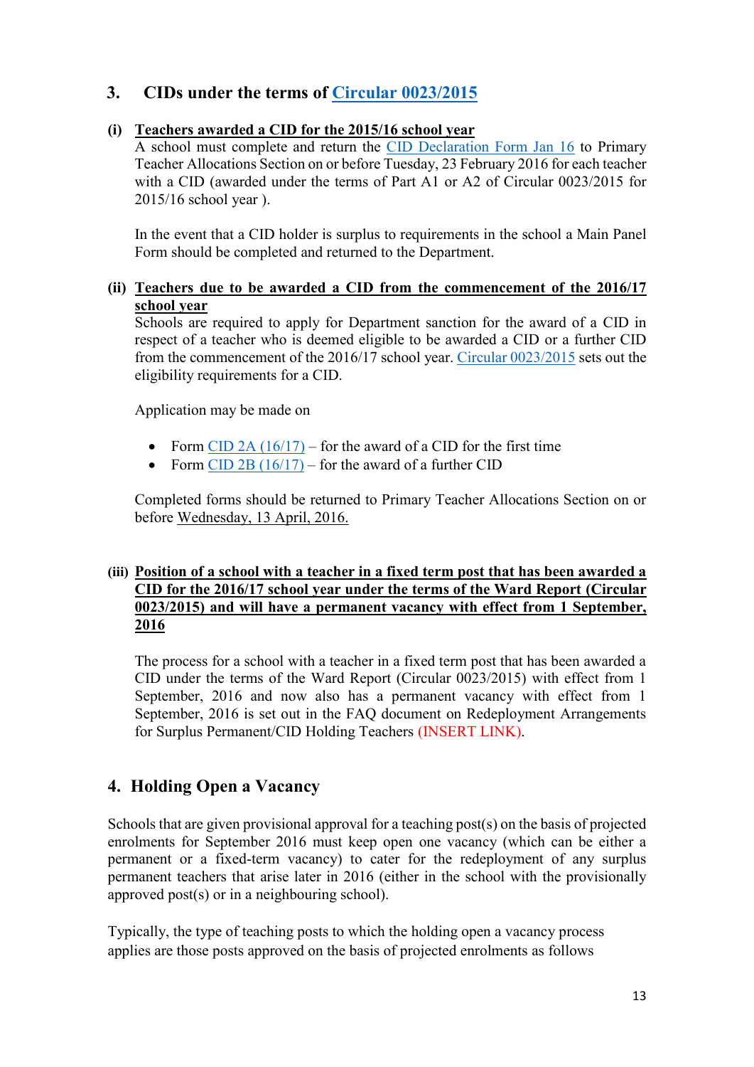## 3. CIDs under the terms of Circular 0023/2015

### (i) Teachers awarded a CID for the 2015/16 school year

A school must complete and return the CID Declaration Form Jan 16 to Primary Teacher Allocations Section on or before Tuesday, 23 February 2016 for each teacher with a CID (awarded under the terms of Part A1 or A2 of Circular 0023/2015 for 2015/16 school year ).

In the event that a CID holder is surplus to requirements in the school a Main Panel Form should be completed and returned to the Department.

### (ii) Teachers due to be awarded a CID from the commencement of the 2016/17 school year

Schools are required to apply for Department sanction for the award of a CID in respect of a teacher who is deemed eligible to be awarded a CID or a further CID from the commencement of the 2016/17 school year. Circular 0023/2015 sets out the eligibility requirements for a CID.

Application may be made on

- Form CID 2A (16/17) – for the award of a CID for the first time
- Form CID 2B (16/17) – for the award of a further CID

Completed forms should be returned to Primary Teacher Allocations Section on or before Wednesday, 13 April, 2016.

### (iii) Position of a school with a teacher in a fixed term post that has been awarded a CID for the 2016/17 school year under the terms of the Ward Report (Circular 0023/2015) and will have a permanent vacancy with effect from 1 September, 2016

The process for a school with a teacher in a fixed term post that has been awarded a CID under the terms of the Ward Report (Circular 0023/2015) with effect from 1 September, 2016 and now also has a permanent vacancy with effect from 1 September, 2016 is set out in the FAQ document on Redeployment Arrangements for Surplus Permanent/CID Holding Teachers (INSERT LINK).

## 4. Holding Open a Vacancy

Schools that are given provisional approval for a teaching post(s) on the basis of projected enrolments for September 2016 must keep open one vacancy (which can be either a permanent or a fixed-term vacancy) to cater for the redeployment of any surplus permanent teachers that arise later in 2016 (either in the school with the provisionally approved post(s) or in a neighbouring school).

Typically, the type of teaching posts to which the holding open a vacancy process applies are those posts approved on the basis of projected enrolments as follows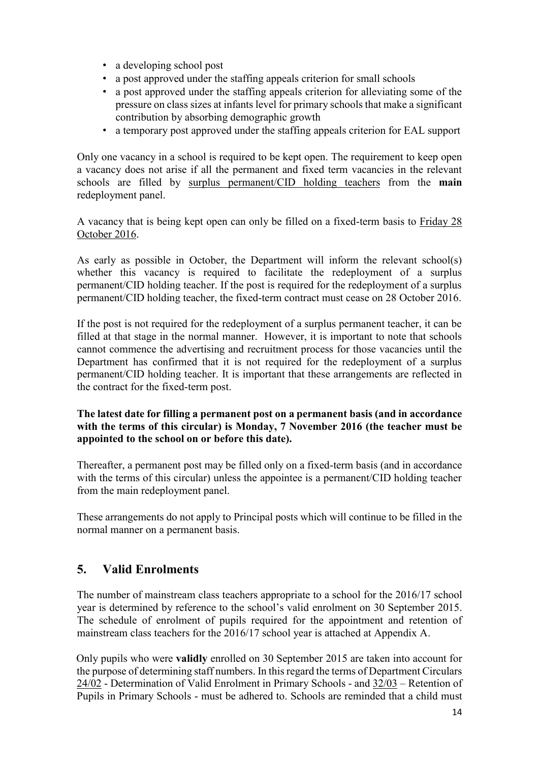- a developing school post
- a post approved under the staffing appeals criterion for small schools
- a post approved under the staffing appeals criterion for alleviating some of the pressure on class sizes at infants level for primary schools that make a significant contribution by absorbing demographic growth
- a temporary post approved under the staffing appeals criterion for EAL support

Only one vacancy in a school is required to be kept open. The requirement to keep open a vacancy does not arise if all the permanent and fixed term vacancies in the relevant schools are filled by surplus permanent/CID holding teachers from the **main** redeployment panel.

A vacancy that is being kept open can only be filled on a fixed-term basis to Friday 28 October 2016.

As early as possible in October, the Department will inform the relevant school(s) whether this vacancy is required to facilitate the redeployment of a surplus permanent/CID holding teacher. If the post is required for the redeployment of a surplus permanent/CID holding teacher, the fixed-term contract must cease on 28 October 2016.

If the post is not required for the redeployment of a surplus permanent teacher, it can be filled at that stage in the normal manner. However, it is important to note that schools cannot commence the advertising and recruitment process for those vacancies until the Department has confirmed that it is not required for the redeployment of a surplus permanent/CID holding teacher. It is important that these arrangements are reflected in the contract for the fixed-term post.

**The latest date for filling a permanent post on a permanent basis (and in accordance with the terms of this circular) is Monday, 7 November 2016 (the teacher must be appointed to the school on or before this date).**

Thereafter, a permanent post may be filled only on a fixed-term basis (and in accordance with the terms of this circular) unless the appointee is a permanent/CID holding teacher from the main redeployment panel.

These arrangements do not apply to Principal posts which will continue to be filled in the normal manner on a permanent basis.

## 5. Valid Enrolments

The number of mainstream class teachers appropriate to a school for the 2016/17 school year is determined by reference to the school's valid enrolment on 30 September 2015. The schedule of enrolment of pupils required for the appointment and retention of mainstream class teachers for the 2016/17 school year is attached at Appendix A.

Only pupils who were **validly** enrolled on 30 September 2015 are taken into account for the purpose of determining staff numbers. In this regard the terms of Department Circulars 24/02 - Determination of Valid Enrolment in Primary Schools - and 32/03 – Retention of Pupils in Primary Schools - must be adhered to. Schools are reminded that a child must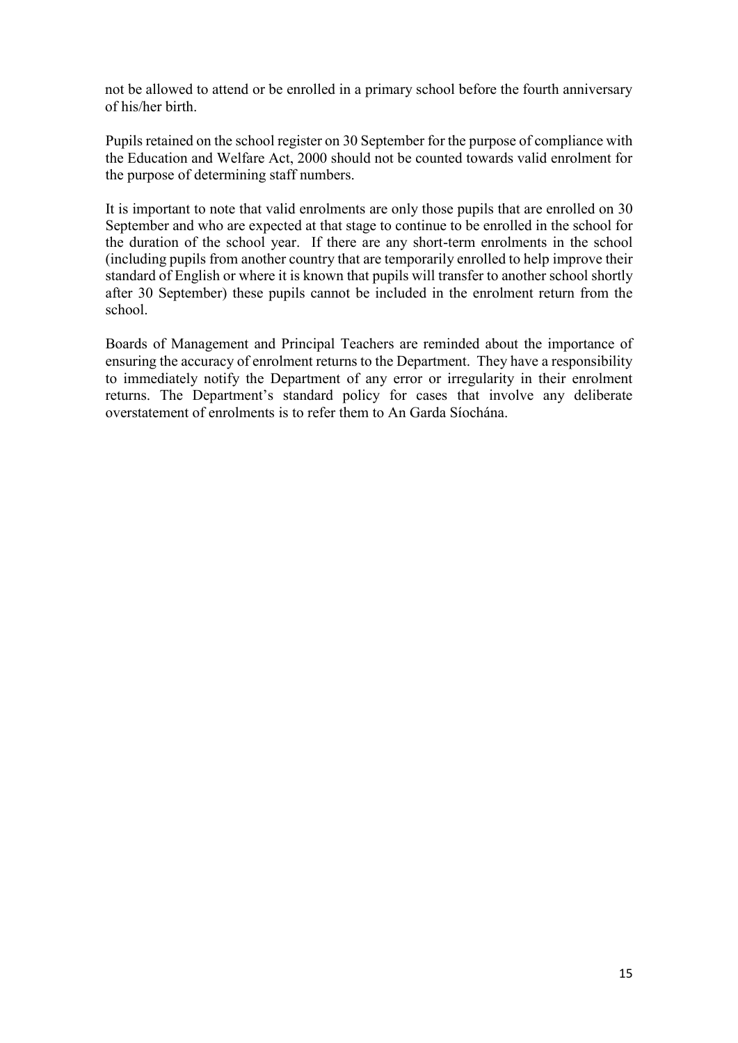not be allowed to attend or be enrolled in a primary school before the fourth anniversary of his/her birth.

Pupils retained on the school register on 30 September for the purpose of compliance with the Education and Welfare Act, 2000 should not be counted towards valid enrolment for the purpose of determining staff numbers.

It is important to note that valid enrolments are only those pupils that are enrolled on 30 September and who are expected at that stage to continue to be enrolled in the school for the duration of the school year. If there are any short-term enrolments in the school (including pupils from another country that are temporarily enrolled to help improve their standard of English or where it is known that pupils will transfer to another school shortly after 30 September) these pupils cannot be included in the enrolment return from the school.

Boards of Management and Principal Teachers are reminded about the importance of ensuring the accuracy of enrolment returns to the Department. They have a responsibility to immediately notify the Department of any error or irregularity in their enrolment returns. The Department's standard policy for cases that involve any deliberate overstatement of enrolments is to refer them to An Garda Síochána.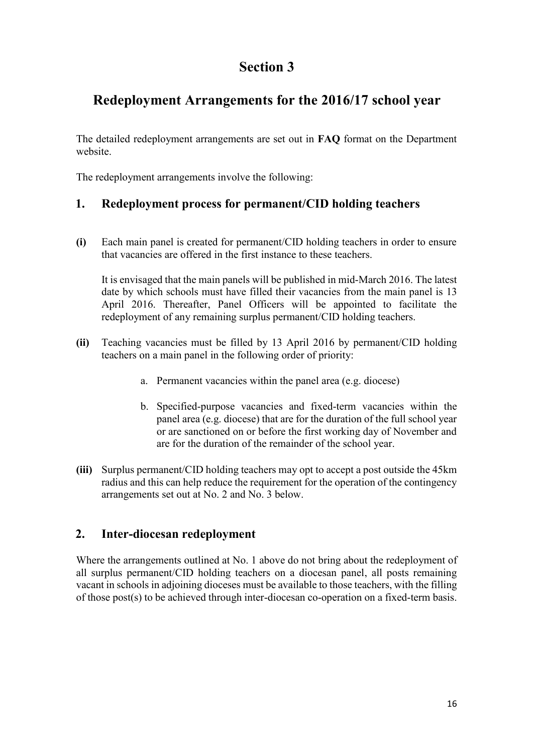# Section 3

## Redeployment Arrangements for the 2016/17 school year

The detailed redeployment arrangements are set out in **FAQ** format on the Department website.

The redeployment arrangements involve the following:

### 1. Redeployment process for permanent/CID holding teachers

**(i)** Each main panel is created for permanent/CID holding teachers in order to ensure that vacancies are offered in the first instance to these teachers.

It is envisaged that the main panels will be published in mid-March 2016. The latest date by which schools must have filled their vacancies from the main panel is 13 April 2016. Thereafter, Panel Officers will be appointed to facilitate the redeployment of any remaining surplus permanent/CID holding teachers.

**(ii)** Teaching vacancies must be filled by 13 April 2016 by permanent/CID holding teachers on a main panel in the following order of priority:

a. Permanent vacancies within the panel area (e.g. diocese)

b. Specified-purpose vacancies and fixed-term vacancies within the panel area (e.g. diocese) that are for the duration of the full school year or are sanctioned on or before the first working day of November and are for the duration of the remainder of the school year.

**(iii)** Surplus permanent/CID holding teachers may opt to accept a post outside the 45km radius and this can help reduce the requirement for the operation of the contingency arrangements set out at No. 2 and No. 3 below.

### 2. Inter-diocesan redeployment

Where the arrangements outlined at No. 1 above do not bring about the redeployment of all surplus permanent/CID holding teachers on a diocesan panel, all posts remaining vacant in schools in adjoining dioceses must be available to those teachers, with the filling of those post(s) to be achieved through inter-diocesan co-operation on a fixed-term basis.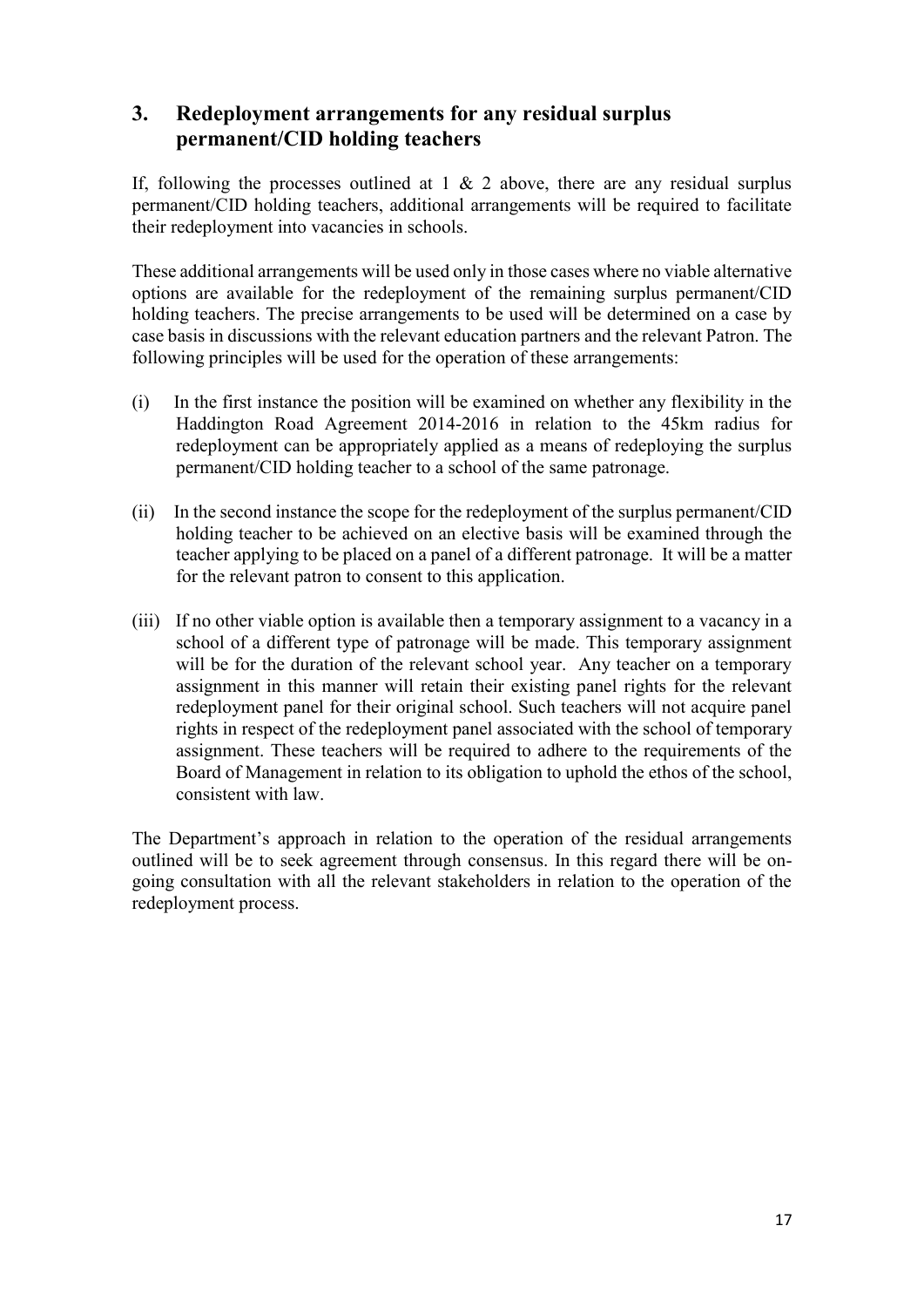## 3. Redeployment arrangements for any residual surplus permanent/CID holding teachers

If, following the processes outlined at 1 & 2 above, there are any residual surplus permanent/CID holding teachers, additional arrangements will be required to facilitate their redeployment into vacancies in schools.

These additional arrangements will be used only in those cases where no viable alternative options are available for the redeployment of the remaining surplus permanent/CID holding teachers. The precise arrangements to be used will be determined on a case by case basis in discussions with the relevant education partners and the relevant Patron. The following principles will be used for the operation of these arrangements:

(i) In the first instance the position will be examined on whether any flexibility in the Haddington Road Agreement 2014-2016 in relation to the 45km radius for redeployment can be appropriately applied as a means of redeploying the surplus permanent/CID holding teacher to a school of the same patronage.

(ii) In the second instance the scope for the redeployment of the surplus permanent/CID holding teacher to be achieved on an elective basis will be examined through the teacher applying to be placed on a panel of a different patronage. It will be a matter for the relevant patron to consent to this application.

(iii) If no other viable option is available then a temporary assignment to a vacancy in a school of a different type of patronage will be made. This temporary assignment will be for the duration of the relevant school year. Any teacher on a temporary assignment in this manner will retain their existing panel rights for the relevant redeployment panel for their original school. Such teachers will not acquire panel rights in respect of the redeployment panel associated with the school of temporary assignment. These teachers will be required to adhere to the requirements of the Board of Management in relation to its obligation to uphold the ethos of the school, consistent with law.

The Department's approach in relation to the operation of the residual arrangements outlined will be to seek agreement through consensus. In this regard there will be on-going consultation with all the relevant stakeholders in relation to the operation of the redeployment process.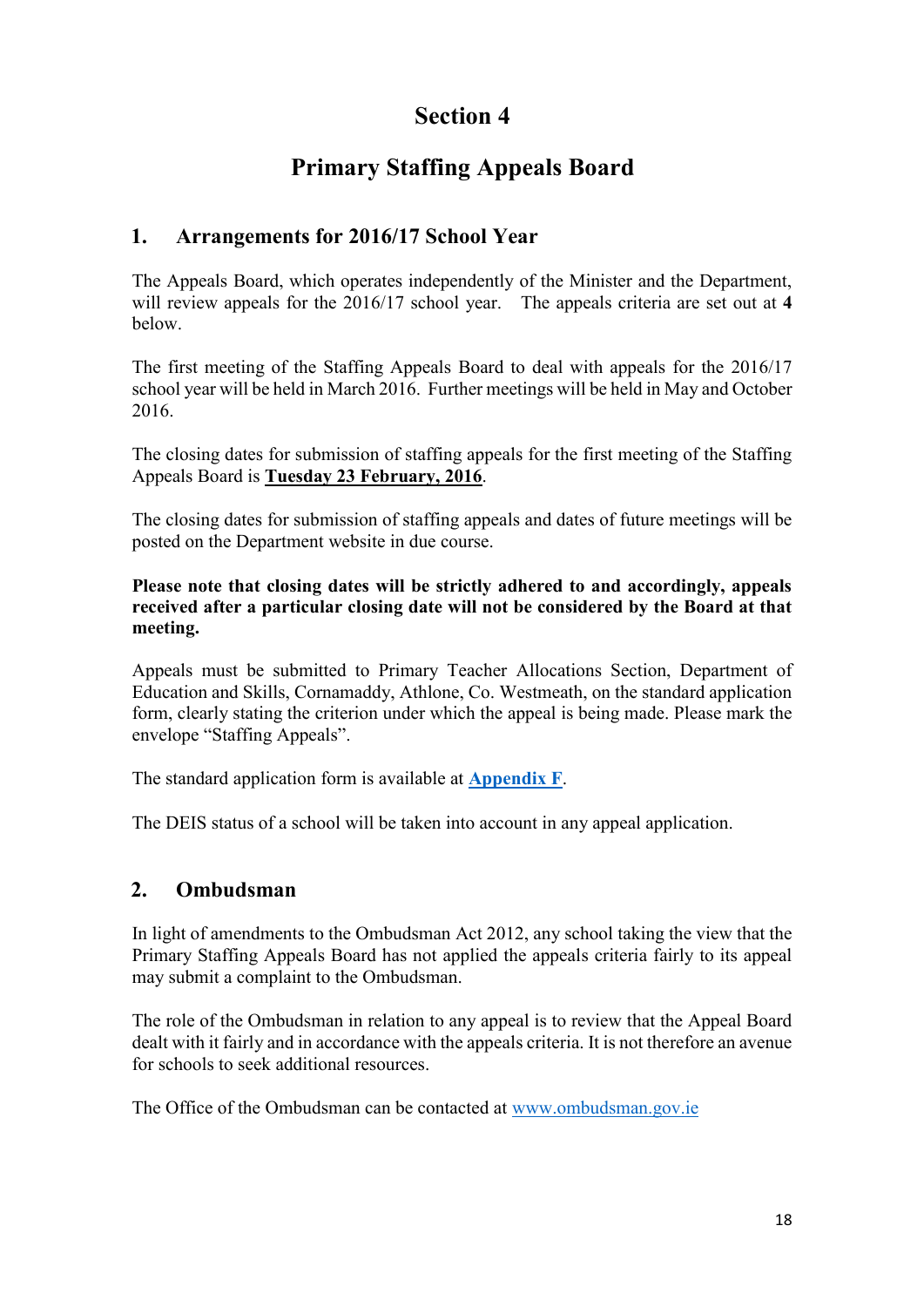# Section 4

# Primary Staffing Appeals Board

## 1. Arrangements for 2016/17 School Year

The Appeals Board, which operates independently of the Minister and the Department, will review appeals for the 2016/17 school year. The appeals criteria are set out at **4** below.

The first meeting of the Staffing Appeals Board to deal with appeals for the 2016/17 school year will be held in March 2016. Further meetings will be held in May and October 2016.

The closing dates for submission of staffing appeals for the first meeting of the Staffing Appeals Board is **Tuesday 23 February, 2016**.

The closing dates for submission of staffing appeals and dates of future meetings will be posted on the Department website in due course.

**Please note that closing dates will be strictly adhered to and accordingly, appeals received after a particular closing date will not be considered by the Board at that meeting.**

Appeals must be submitted to Primary Teacher Allocations Section, Department of Education and Skills, Cornamaddy, Athlone, Co. Westmeath, on the standard application form, clearly stating the criterion under which the appeal is being made. Please mark the envelope "Staffing Appeals".

The standard application form is available at **Appendix F**.

The DEIS status of a school will be taken into account in any appeal application.

## 2. Ombudsman

In light of amendments to the Ombudsman Act 2012, any school taking the view that the Primary Staffing Appeals Board has not applied the appeals criteria fairly to its appeal may submit a complaint to the Ombudsman.

The role of the Ombudsman in relation to any appeal is to review that the Appeal Board dealt with it fairly and in accordance with the appeals criteria. It is not therefore an avenue for schools to seek additional resources.

The Office of the Ombudsman can be contacted at www.ombudsman.gov.ie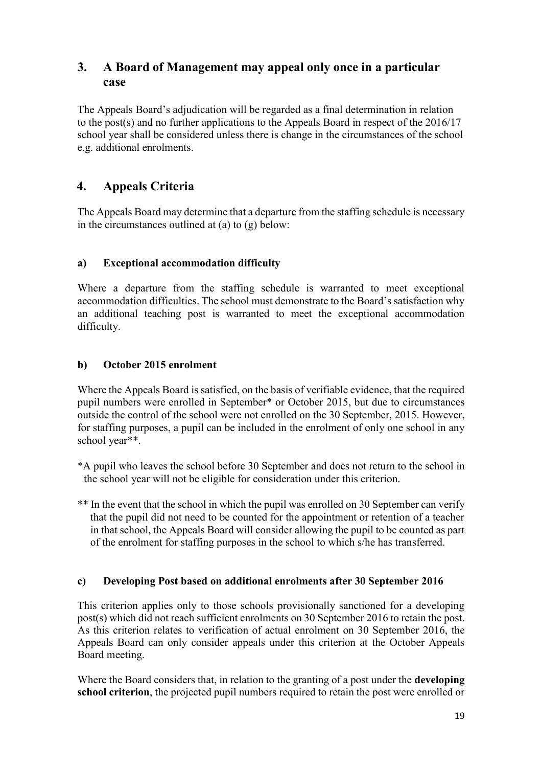## 3. A Board of Management may appeal only once in a particular case

The Appeals Board's adjudication will be regarded as a final determination in relation to the post(s) and no further applications to the Appeals Board in respect of the 2016/17 school year shall be considered unless there is change in the circumstances of the school e.g. additional enrolments.

## 4. Appeals Criteria

The Appeals Board may determine that a departure from the staffing schedule is necessary in the circumstances outlined at (a) to (g) below:

### a) Exceptional accommodation difficulty

Where a departure from the staffing schedule is warranted to meet exceptional accommodation difficulties. The school must demonstrate to the Board's satisfaction why an additional teaching post is warranted to meet the exceptional accommodation difficulty.

### b) October 2015 enrolment

Where the Appeals Board is satisfied, on the basis of verifiable evidence, that the required pupil numbers were enrolled in September* or October 2015, but due to circumstances outside the control of the school were not enrolled on the 30 September, 2015. However, for staffing purposes, a pupil can be included in the enrolment of only one school in any school year**.

*A pupil who leaves the school before 30 September and does not return to the school in the school year will not be eligible for consideration under this criterion.

** In the event that the school in which the pupil was enrolled on 30 September can verify that the pupil did not need to be counted for the appointment or retention of a teacher in that school, the Appeals Board will consider allowing the pupil to be counted as part of the enrolment for staffing purposes in the school to which s/he has transferred.

### c) Developing Post based on additional enrolments after 30 September 2016

This criterion applies only to those schools provisionally sanctioned for a developing post(s) which did not reach sufficient enrolments on 30 September 2016 to retain the post. As this criterion relates to verification of actual enrolment on 30 September 2016, the Appeals Board can only consider appeals under this criterion at the October Appeals Board meeting.

Where the Board considers that, in relation to the granting of a post under the **developing school criterion**, the projected pupil numbers required to retain the post were enrolled or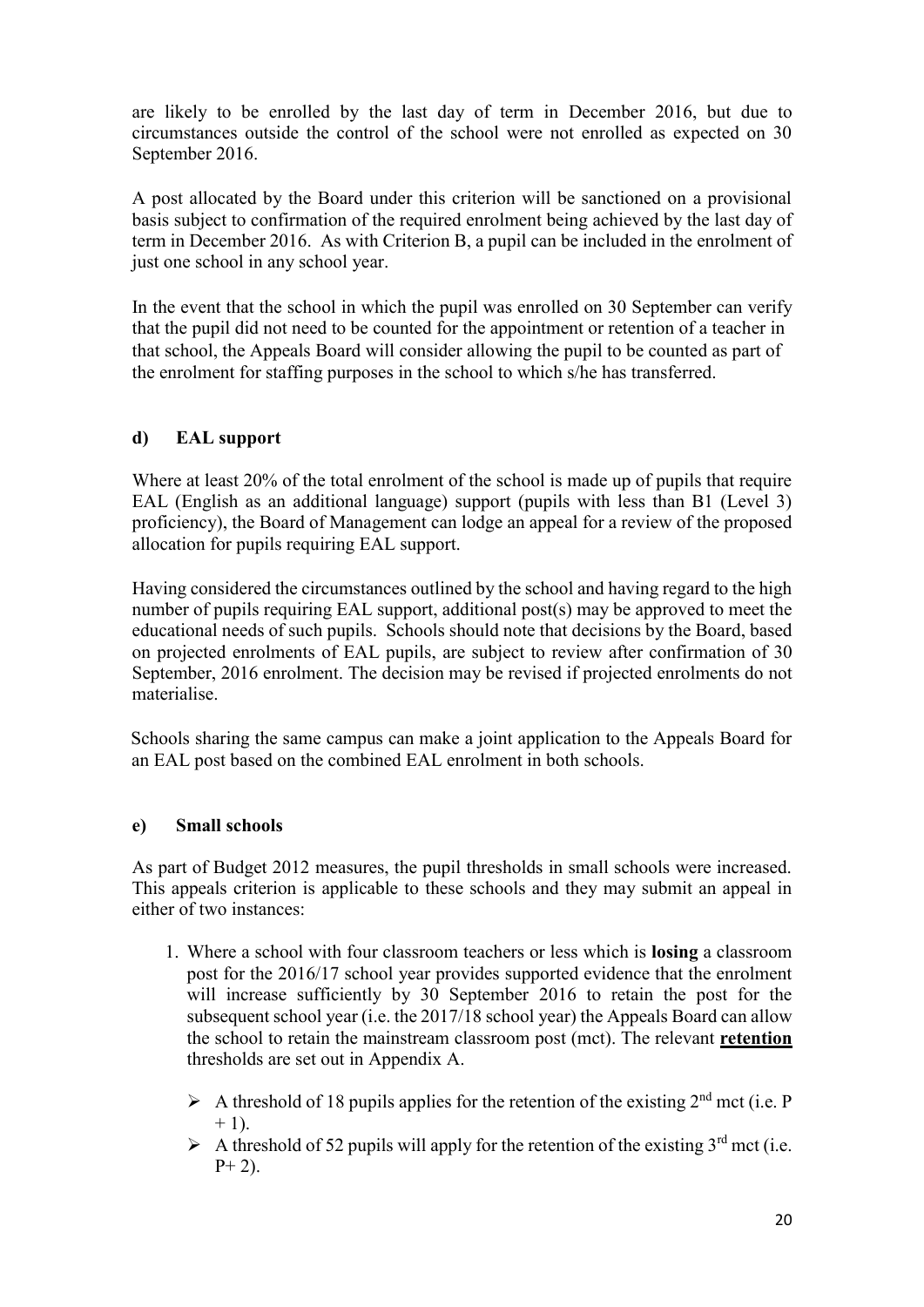are likely to be enrolled by the last day of term in December 2016, but due to circumstances outside the control of the school were not enrolled as expected on 30 September 2016.

A post allocated by the Board under this criterion will be sanctioned on a provisional basis subject to confirmation of the required enrolment being achieved by the last day of term in December 2016. As with Criterion B, a pupil can be included in the enrolment of just one school in any school year.

In the event that the school in which the pupil was enrolled on 30 September can verify that the pupil did not need to be counted for the appointment or retention of a teacher in that school, the Appeals Board will consider allowing the pupil to be counted as part of the enrolment for staffing purposes in the school to which s/he has transferred.

### d) EAL support

Where at least 20% of the total enrolment of the school is made up of pupils that require EAL (English as an additional language) support (pupils with less than B1 (Level 3) proficiency), the Board of Management can lodge an appeal for a review of the proposed allocation for pupils requiring EAL support.

Having considered the circumstances outlined by the school and having regard to the high number of pupils requiring EAL support, additional post(s) may be approved to meet the educational needs of such pupils. Schools should note that decisions by the Board, based on projected enrolments of EAL pupils, are subject to review after confirmation of 30 September, 2016 enrolment. The decision may be revised if projected enrolments do not materialise.

Schools sharing the same campus can make a joint application to the Appeals Board for an EAL post based on the combined EAL enrolment in both schools.

### e) Small schools

As part of Budget 2012 measures, the pupil thresholds in small schools were increased. This appeals criterion is applicable to these schools and they may submit an appeal in either of two instances:

1. Where a school with four classroom teachers or less which is **losing** a classroom post for the 2016/17 school year provides supported evidence that the enrolment will increase sufficiently by 30 September 2016 to retain the post for the subsequent school year (i.e. the 2017/18 school year) the Appeals Board can allow the school to retain the mainstream classroom post (mct). The relevant **retention** thresholds are set out in Appendix A.

   - A threshold of 18 pupils applies for the retention of the existing 2nd mct (i.e. P + 1).
   - A threshold of 52 pupils will apply for the retention of the existing 3rd mct (i.e. P+ 2).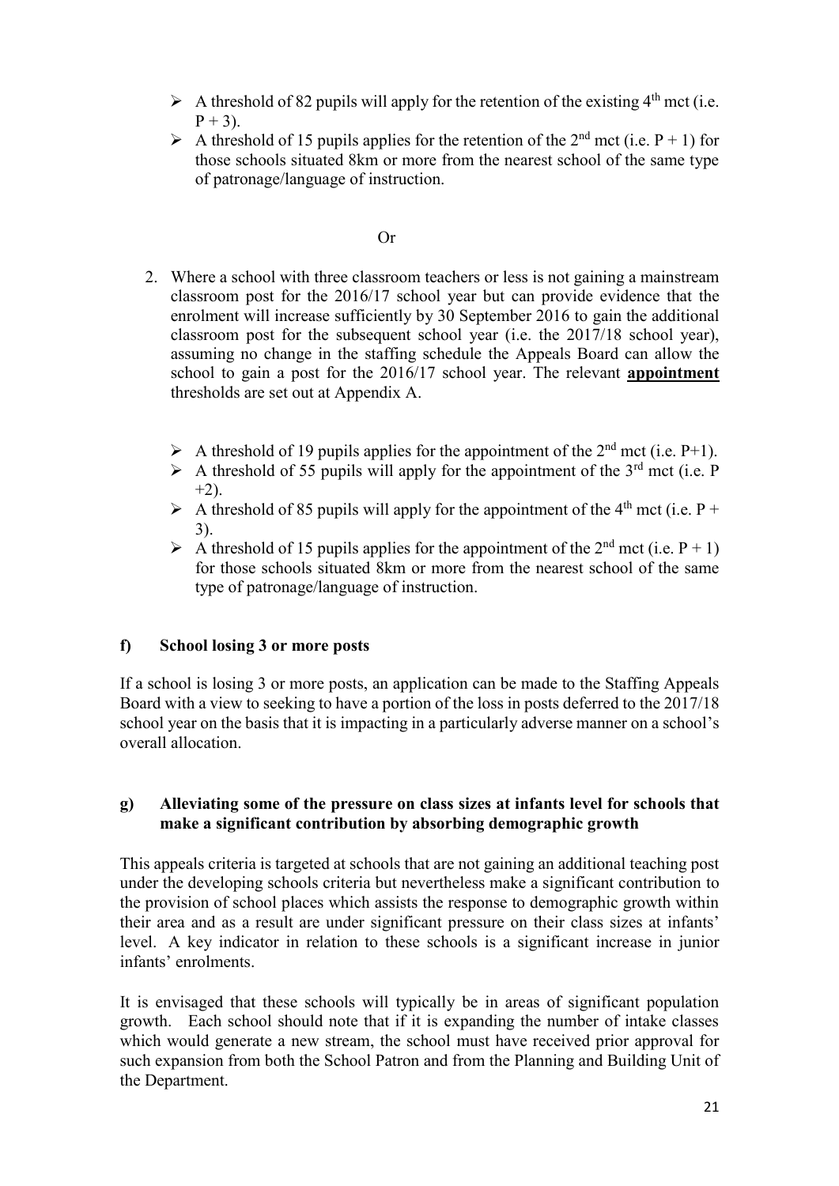- A threshold of 82 pupils will apply for the retention of the existing 4th mct (i.e. $P + 3$).
- A threshold of 15 pupils applies for the retention of the 2nd mct (i.e. $P + 1$) for those schools situated 8km or more from the nearest school of the same type of patronage/language of instruction.

Or

2. Where a school with three classroom teachers or less is not gaining a mainstream classroom post for the 2016/17 school year but can provide evidence that the enrolment will increase sufficiently by 30 September 2016 to gain the additional classroom post for the subsequent school year (i.e. the 2017/18 school year), assuming no change in the staffing schedule the Appeals Board can allow the school to gain a post for the 2016/17 school year. The relevant **appointment** thresholds are set out at Appendix A.

   - A threshold of 19 pupils applies for the appointment of the 2nd mct (i.e. $P+1$).
   - A threshold of 55 pupils will apply for the appointment of the 3rd mct (i.e. $P +2$).
   - A threshold of 85 pupils will apply for the appointment of the 4th mct (i.e. $P + 3$).
   - A threshold of 15 pupils applies for the appointment of the 2nd mct (i.e. $P + 1$) for those schools situated 8km or more from the nearest school of the same type of patronage/language of instruction.

### f) School losing 3 or more posts

If a school is losing 3 or more posts, an application can be made to the Staffing Appeals Board with a view to seeking to have a portion of the loss in posts deferred to the 2017/18 school year on the basis that it is impacting in a particularly adverse manner on a school's overall allocation.

### g) Alleviating some of the pressure on class sizes at infants level for schools that make a significant contribution by absorbing demographic growth

This appeals criteria is targeted at schools that are not gaining an additional teaching post under the developing schools criteria but nevertheless make a significant contribution to the provision of school places which assists the response to demographic growth within their area and as a result are under significant pressure on their class sizes at infants' level. A key indicator in relation to these schools is a significant increase in junior infants' enrolments.

It is envisaged that these schools will typically be in areas of significant population growth. Each school should note that if it is expanding the number of intake classes which would generate a new stream, the school must have received prior approval for such expansion from both the School Patron and from the Planning and Building Unit of the Department.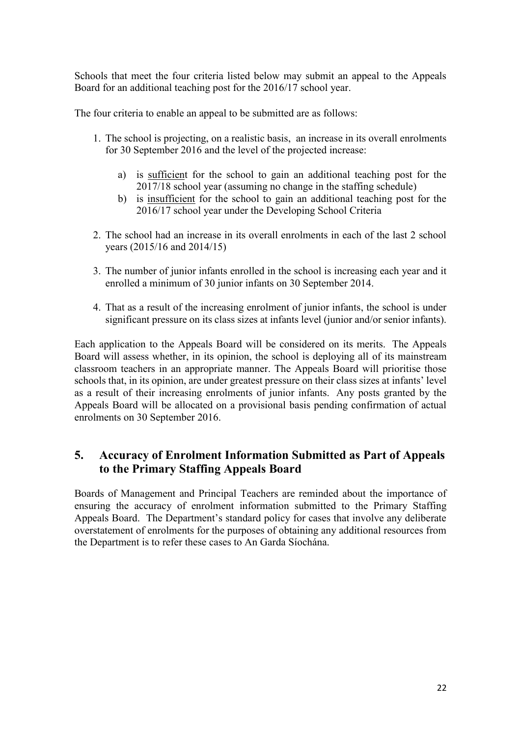Schools that meet the four criteria listed below may submit an appeal to the Appeals Board for an additional teaching post for the 2016/17 school year.

The four criteria to enable an appeal to be submitted are as follows:

1. The school is projecting, on a realistic basis, an increase in its overall enrolments for 30 September 2016 and the level of the projected increase:

    a) is sufficient for the school to gain an additional teaching post for the 2017/18 school year (assuming no change in the staffing schedule)
    b) is insufficient for the school to gain an additional teaching post for the 2016/17 school year under the Developing School Criteria

2. The school had an increase in its overall enrolments in each of the last 2 school years (2015/16 and 2014/15)

3. The number of junior infants enrolled in the school is increasing each year and it enrolled a minimum of 30 junior infants on 30 September 2014.

4. That as a result of the increasing enrolment of junior infants, the school is under significant pressure on its class sizes at infants level (junior and/or senior infants).

Each application to the Appeals Board will be considered on its merits. The Appeals Board will assess whether, in its opinion, the school is deploying all of its mainstream classroom teachers in an appropriate manner. The Appeals Board will prioritise those schools that, in its opinion, are under greatest pressure on their class sizes at infants' level as a result of their increasing enrolments of junior infants. Any posts granted by the Appeals Board will be allocated on a provisional basis pending confirmation of actual enrolments on 30 September 2016.

## 5. Accuracy of Enrolment Information Submitted as Part of Appeals to the Primary Staffing Appeals Board

Boards of Management and Principal Teachers are reminded about the importance of ensuring the accuracy of enrolment information submitted to the Primary Staffing Appeals Board. The Department's standard policy for cases that involve any deliberate overstatement of enrolments for the purposes of obtaining any additional resources from the Department is to refer these cases to An Garda Síochána.